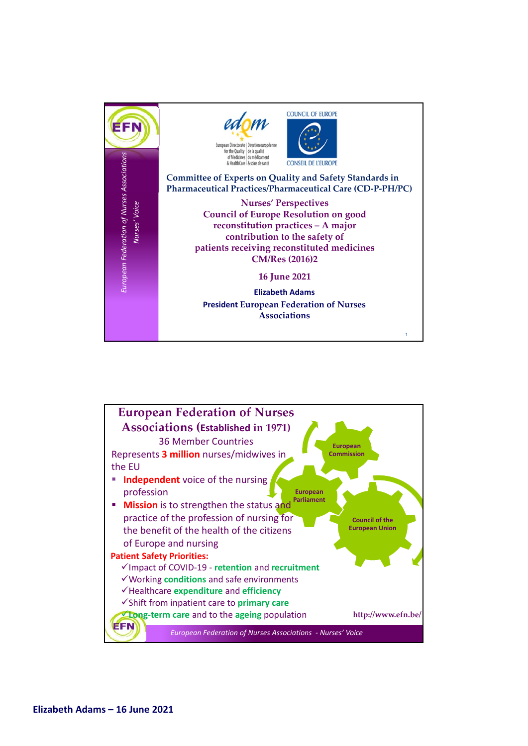European Federation of Nurses Associations
Nurses' Voice

European Directorate for the Quality of Medicines & HealthCare | Direction européenne de la qualité du médicament & soins de santé

COUNCIL OF EUROPE
CONSEIL DE L'EUROPE

**Committee of Experts on Quality and Safety Standards in Pharmaceutical Practices/Pharmaceutical Care (CD-P-PH/PC)**

**Nurses' Perspectives**
**Council of Europe Resolution on good reconstitution practices – A major contribution to the safety of patients receiving reconstituted medicines**
**CM/Res (2016)2**

**16 June 2021**

**Elizabeth Adams**
**President European Federation of Nurses Associations**

---

## European Federation of Nurses Associations (Established in 1971)

36 Member Countries

Represents **3 million** nurses/midwives in the EU

- **Independent** voice of the nursing profession
- **Mission** is to strengthen the status and practice of the profession of nursing for the benefit of the health of the citizens of Europe and nursing

European Commission
European Parliament
Council of the European Union

**Patient Safety Priorities:**

✓Impact of COVID-19 - **retention** and **recruitment**
✓Working **conditions** and safe environments
✓Healthcare **expenditure** and **efficiency**
✓Shift from inpatient care to **primary care**
✓**Long-term care** and to the **ageing** population

http://www.efn.be/

*European Federation of Nurses Associations - Nurses' Voice*

**Elizabeth Adams – 16 June 2021**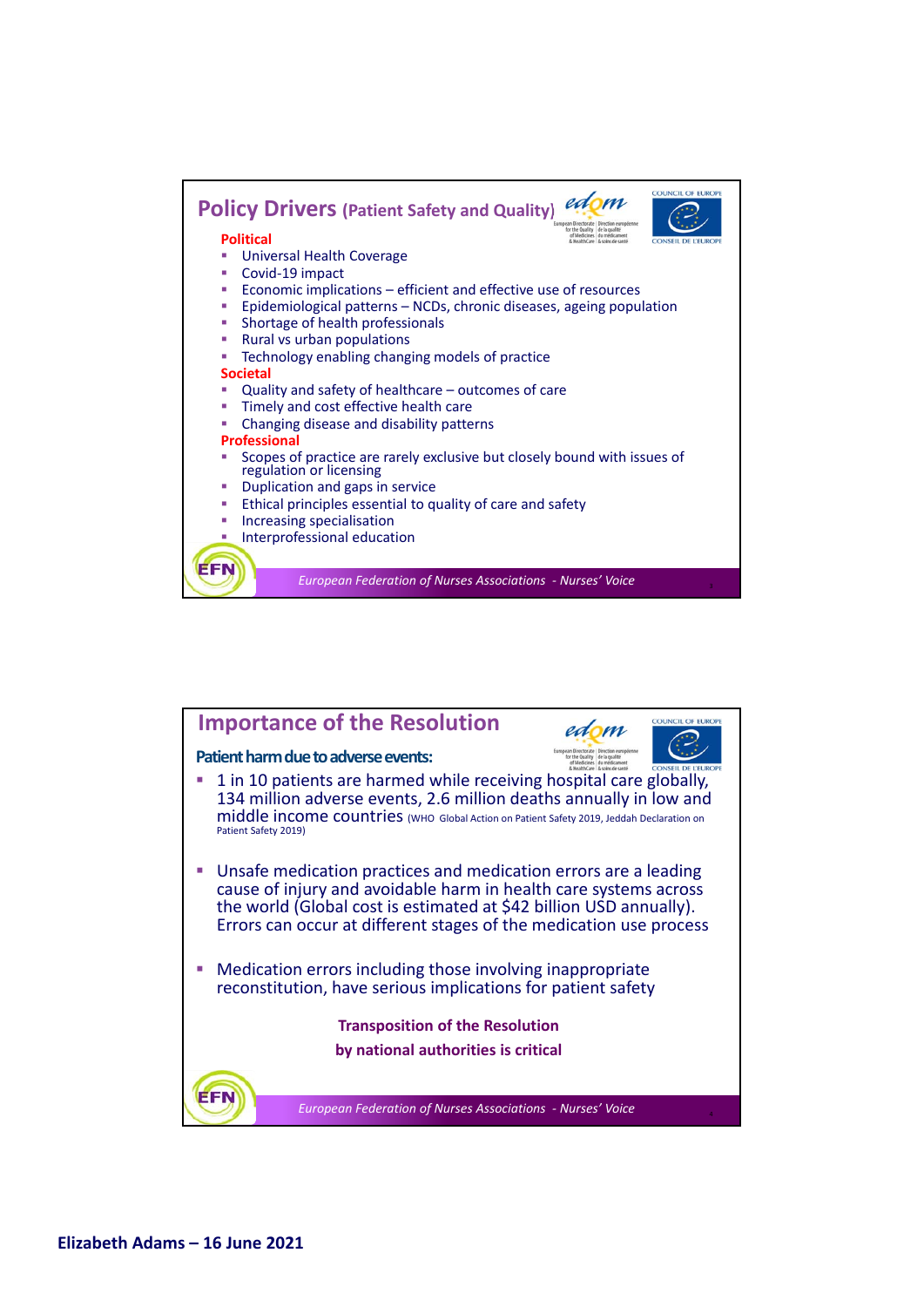## Policy Drivers (Patient Safety and Quality)

**Political**

- Universal Health Coverage
- Covid-19 impact
- Economic implications – efficient and effective use of resources
- Epidemiological patterns – NCDs, chronic diseases, ageing population
- Shortage of health professionals
- Rural vs urban populations
- Technology enabling changing models of practice

**Societal**

- Quality and safety of healthcare – outcomes of care
- Timely and cost effective health care
- Changing disease and disability patterns

**Professional**

- Scopes of practice are rarely exclusive but closely bound with issues of regulation or licensing
- Duplication and gaps in service
- Ethical principles essential to quality of care and safety
- Increasing specialisation
- Interprofessional education

*European Federation of Nurses Associations - Nurses' Voice*

## Importance of the Resolution

**Patient harm due to adverse events:**

- 1 in 10 patients are harmed while receiving hospital care globally, 134 million adverse events, 2.6 million deaths annually in low and middle income countries (WHO Global Action on Patient Safety 2019, Jeddah Declaration on Patient Safety 2019)
- Unsafe medication practices and medication errors are a leading cause of injury and avoidable harm in health care systems across the world (Global cost is estimated at $42 billion USD annually). Errors can occur at different stages of the medication use process
- Medication errors including those involving inappropriate reconstitution, have serious implications for patient safety

**Transposition of the Resolution by national authorities is critical**

*European Federation of Nurses Associations - Nurses' Voice*

**Elizabeth Adams – 16 June 2021**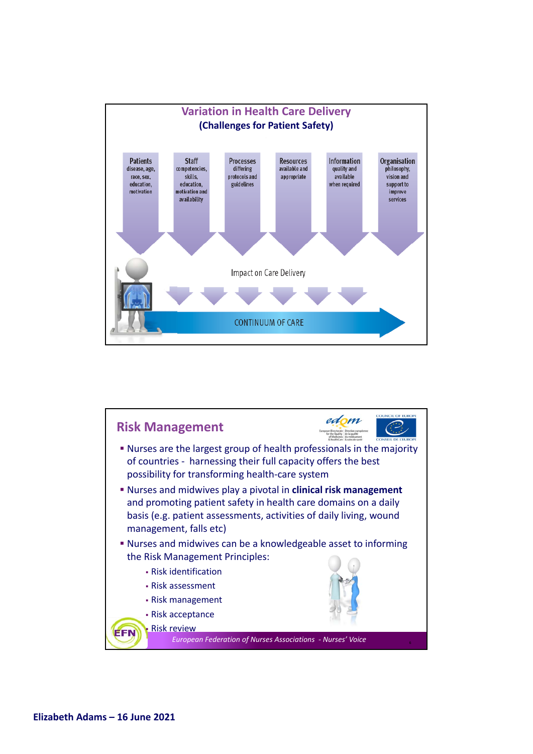## Variation in Health Care Delivery
### (Challenges for Patient Safety)

- **Patients** – disease, age, race, sex, education, motivation
- **Staff** – competencies, skills, education, motivation and availability
- **Processes** – differing protocols and guidelines
- **Resources** – available and appropriate
- **Information** – quality and available when required
- **Organisation** – philosophy, vision and support to improve services

Impact on Care Delivery

CONTINUUM OF CARE

## Risk Management

- Nurses are the largest group of health professionals in the majority of countries - harnessing their full capacity offers the best possibility for transforming health-care system
- Nurses and midwives play a pivotal in **clinical risk management** and promoting patient safety in health care domains on a daily basis (e.g. patient assessments, activities of daily living, wound management, falls etc)
- Nurses and midwives can be a knowledgeable asset to informing the Risk Management Principles:
  - Risk identification
  - Risk assessment
  - Risk management
  - Risk acceptance
  - Risk review

*European Federation of Nurses Associations - Nurses' Voice*

**Elizabeth Adams – 16 June 2021**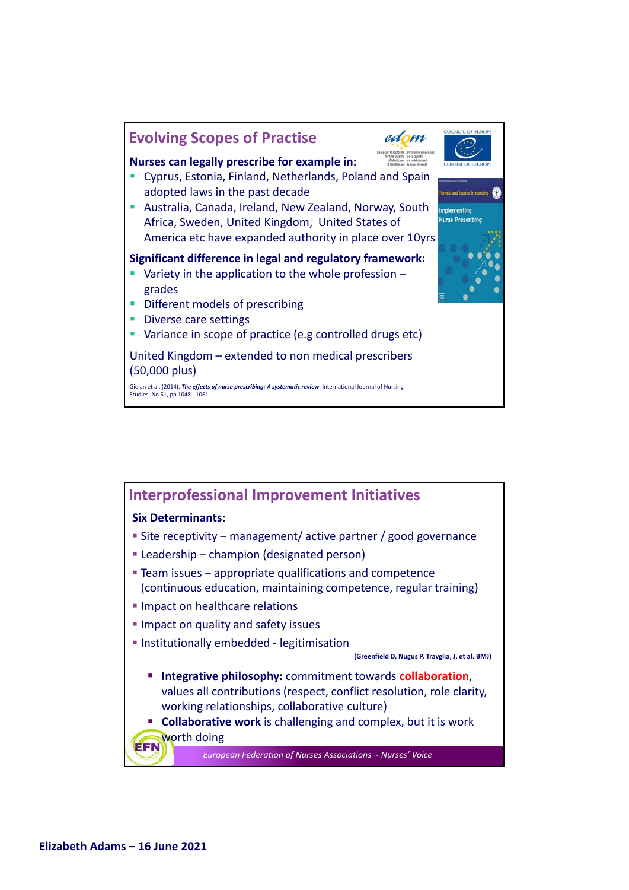## Evolving Scopes of Practise

**Nurses can legally prescribe for example in:**

- Cyprus, Estonia, Finland, Netherlands, Poland and Spain adopted laws in the past decade
- Australia, Canada, Ireland, New Zealand, Norway, South Africa, Sweden, United Kingdom, United States of America etc have expanded authority in place over 10yrs

**Significant difference in legal and regulatory framework:**

- Variety in the application to the whole profession – grades
- Different models of prescribing
- Diverse care settings
- Variance in scope of practice (e.g controlled drugs etc)

United Kingdom – extended to non medical prescribers (50,000 plus)

Gielan et al, (2014). ***The effects of nurse prescribing: A systematic review***. International Journal of Nursing Studies, No 51, pp 1048 - 1061

## Interprofessional Improvement Initiatives

**Six Determinants:**

- Site receptivity – management/ active partner / good governance
- Leadership – champion (designated person)
- Team issues – appropriate qualifications and competence (continuous education, maintaining competence, regular training)
- Impact on healthcare relations
- Impact on quality and safety issues
- Institutionally embedded - legitimisation

**(Greenfield D, Nugus P, Travglia, J, et al. BMJ)**

- **Integrative philosophy:** commitment towards **collaboration**, values all contributions (respect, conflict resolution, role clarity, working relationships, collaborative culture)
- **Collaborative work** is challenging and complex, but it is work worth doing

*European Federation of Nurses Associations - Nurses' Voice*

**Elizabeth Adams – 16 June 2021**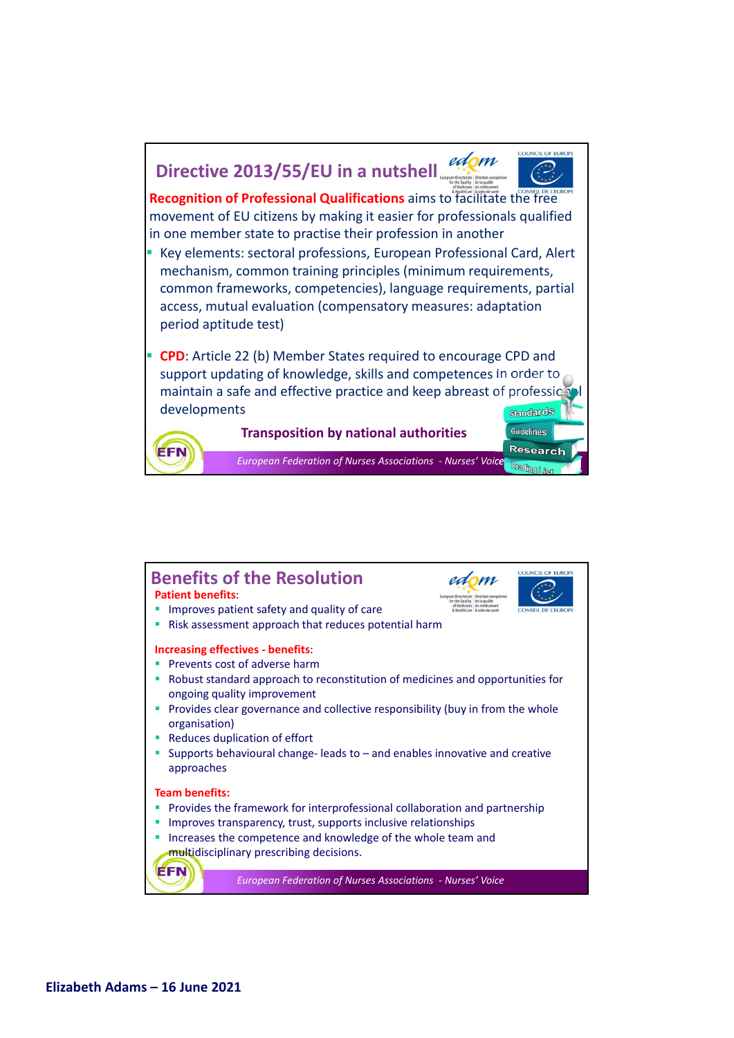## Directive 2013/55/EU in a nutshell

**Recognition of Professional Qualifications** aims to facilitate the free movement of EU citizens by making it easier for professionals qualified in one member state to practise their profession in another

- Key elements: sectoral professions, European Professional Card, Alert mechanism, common training principles (minimum requirements, common frameworks, competencies), language requirements, partial access, mutual evaluation (compensatory measures: adaptation period aptitude test)
- **CPD**: Article 22 (b) Member States required to encourage CPD and support updating of knowledge, skills and competences in order to maintain a safe and effective practice and keep abreast of professional developments

**Transposition by national authorities**

Standards
Guidelines
Research
Reading List

*European Federation of Nurses Associations - Nurses' Voice*

## Benefits of the Resolution

**Patient benefits**:

- Improves patient safety and quality of care
- Risk assessment approach that reduces potential harm

**Increasing effectives - benefits**:

- Prevents cost of adverse harm
- Robust standard approach to reconstitution of medicines and opportunities for ongoing quality improvement
- Provides clear governance and collective responsibility (buy in from the whole organisation)
- Reduces duplication of effort
- Supports behavioural change- leads to – and enables innovative and creative approaches

**Team benefits:**

- Provides the framework for interprofessional collaboration and partnership
- Improves transparency, trust, supports inclusive relationships
- Increases the competence and knowledge of the whole team and multidisciplinary prescribing decisions.

*European Federation of Nurses Associations - Nurses' Voice*

**Elizabeth Adams – 16 June 2021**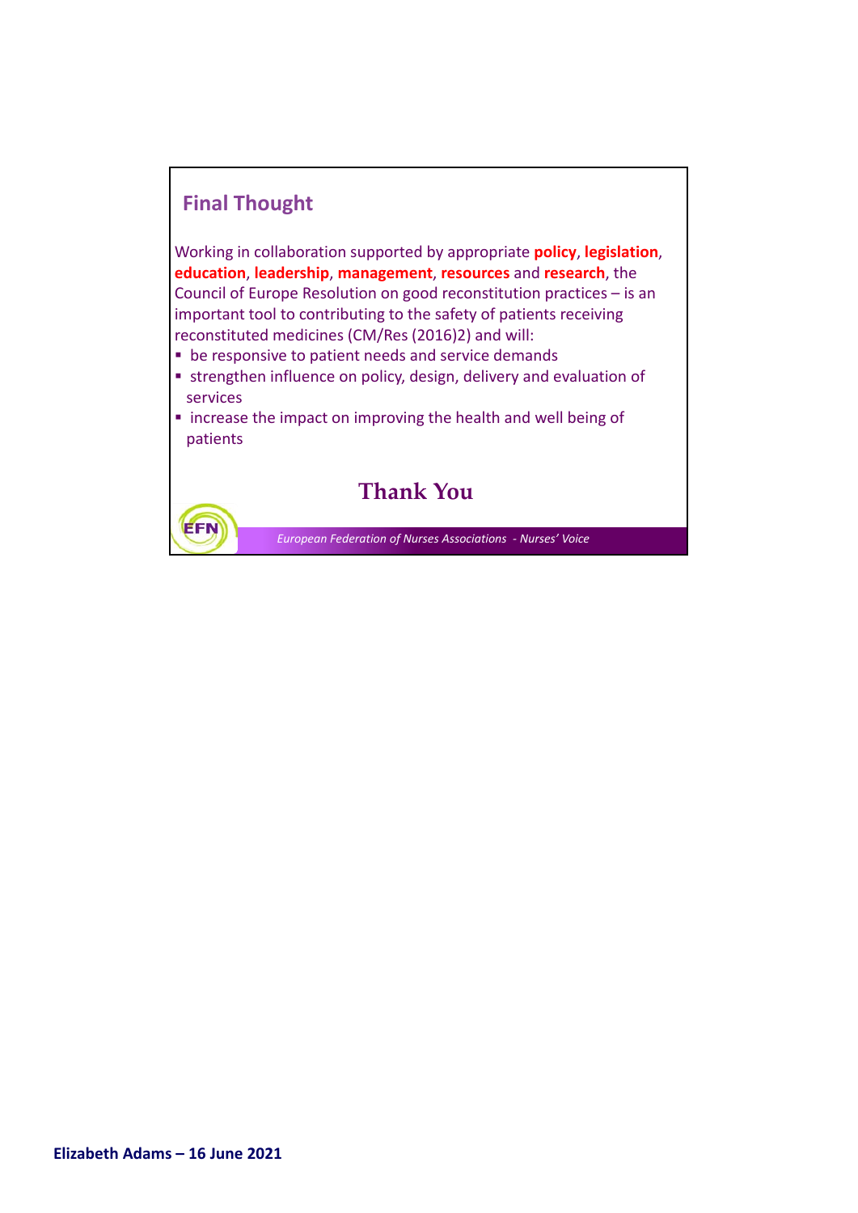## Final Thought

Working in collaboration supported by appropriate **policy**, **legislation**, **education**, **leadership**, **management**, **resources** and **research**, the Council of Europe Resolution on good reconstitution practices – is an important tool to contributing to the safety of patients receiving reconstituted medicines (CM/Res (2016)2) and will:

- be responsive to patient needs and service demands
- strengthen influence on policy, design, delivery and evaluation of services
- increase the impact on improving the health and well being of patients

**Thank You**

*European Federation of Nurses Associations - Nurses' Voice*

**Elizabeth Adams – 16 June 2021**